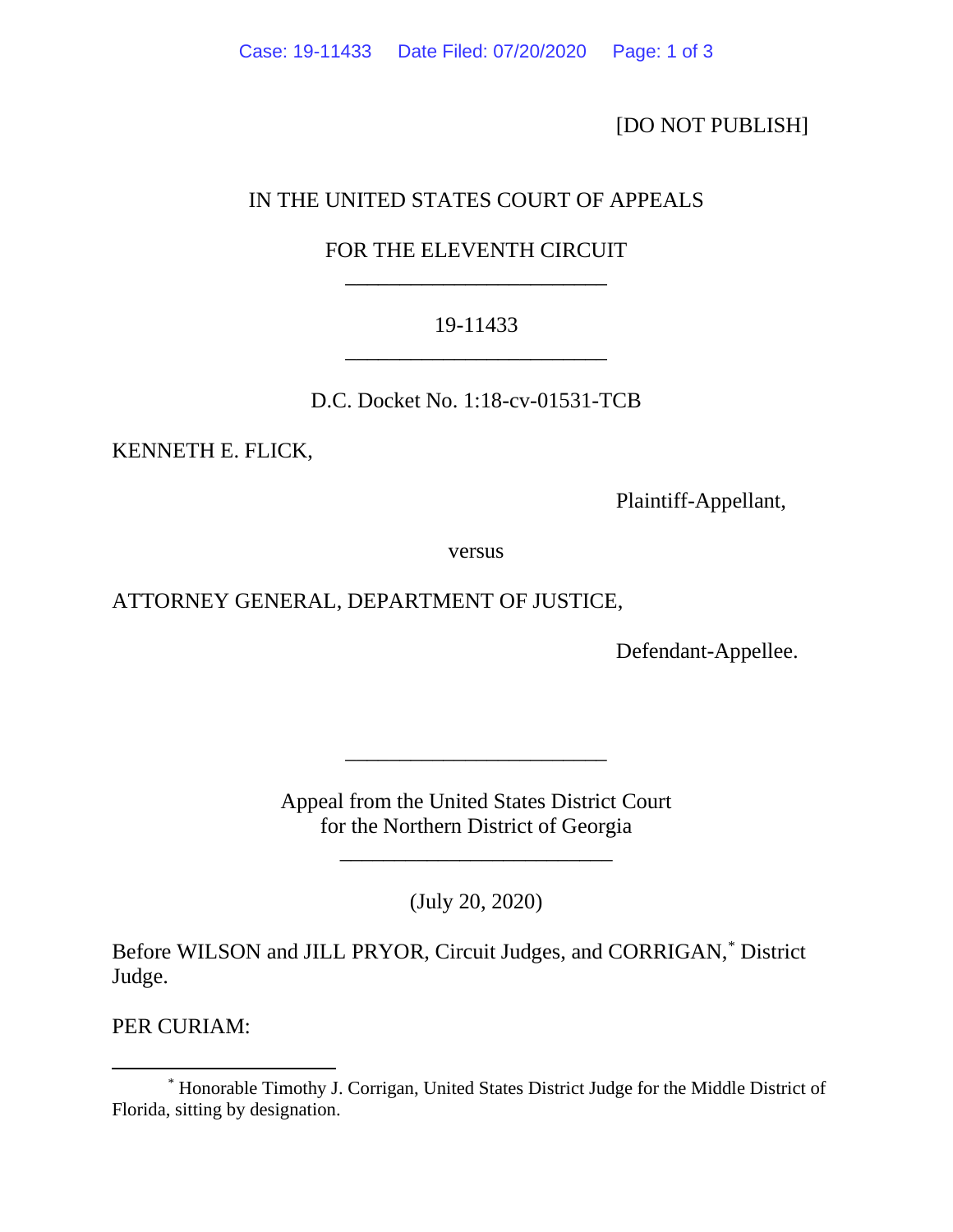[DO NOT PUBLISH]

IN THE UNITED STATES COURT OF APPEALS

FOR THE ELEVENTH CIRCUIT

________________________

19-11433

________________________

D.C. Docket No. 1:18-cv-01531-TCB

KENNETH E. FLICK,

Plaintiff-Appellant,

versus

ATTORNEY GENERAL, DEPARTMENT OF JUSTICE,

Defendant-Appellee.

________________________

Appeal from the United States District Court
for the Northern District of Georgia

________________________

(July 20, 2020)

Before WILSON and JILL PRYOR, Circuit Judges, and CORRIGAN,* District Judge.

PER CURIAM:

---

* Honorable Timothy J. Corrigan, United States District Judge for the Middle District of Florida, sitting by designation.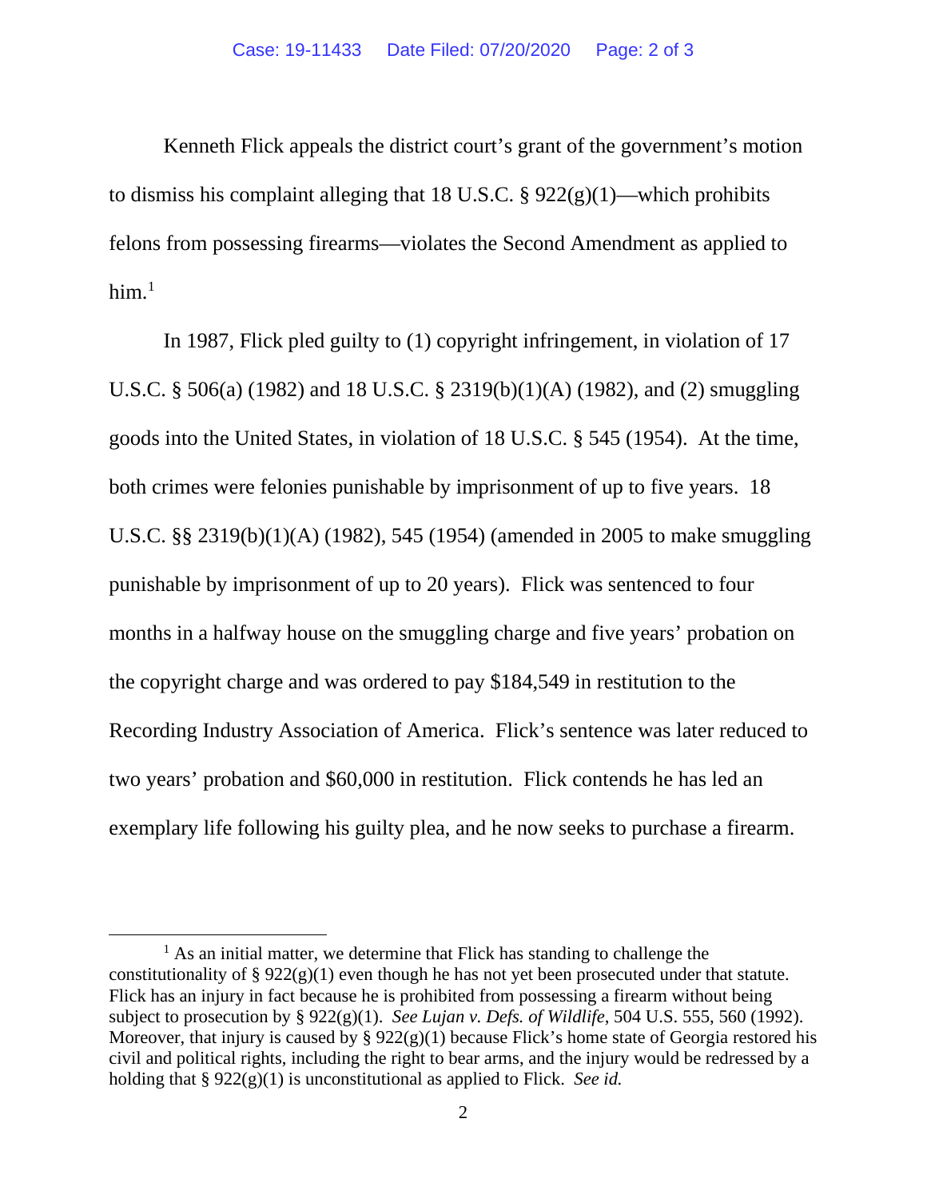Kenneth Flick appeals the district court's grant of the government's motion to dismiss his complaint alleging that 18 U.S.C. § 922(g)(1)—which prohibits felons from possessing firearms—violates the Second Amendment as applied to him.[1]

In 1987, Flick pled guilty to (1) copyright infringement, in violation of 17 U.S.C. § 506(a) (1982) and 18 U.S.C. § 2319(b)(1)(A) (1982), and (2) smuggling goods into the United States, in violation of 18 U.S.C. § 545 (1954). At the time, both crimes were felonies punishable by imprisonment of up to five years. 18 U.S.C. §§ 2319(b)(1)(A) (1982), 545 (1954) (amended in 2005 to make smuggling punishable by imprisonment of up to 20 years). Flick was sentenced to four months in a halfway house on the smuggling charge and five years' probation on the copyright charge and was ordered to pay $184,549 in restitution to the Recording Industry Association of America. Flick's sentence was later reduced to two years' probation and $60,000 in restitution. Flick contends he has led an exemplary life following his guilty plea, and he now seeks to purchase a firearm.

[1] As an initial matter, we determine that Flick has standing to challenge the constitutionality of § 922(g)(1) even though he has not yet been prosecuted under that statute. Flick has an injury in fact because he is prohibited from possessing a firearm without being subject to prosecution by § 922(g)(1). *See Lujan v. Defs. of Wildlife*, 504 U.S. 555, 560 (1992). Moreover, that injury is caused by § 922(g)(1) because Flick's home state of Georgia restored his civil and political rights, including the right to bear arms, and the injury would be redressed by a holding that § 922(g)(1) is unconstitutional as applied to Flick. *See id.*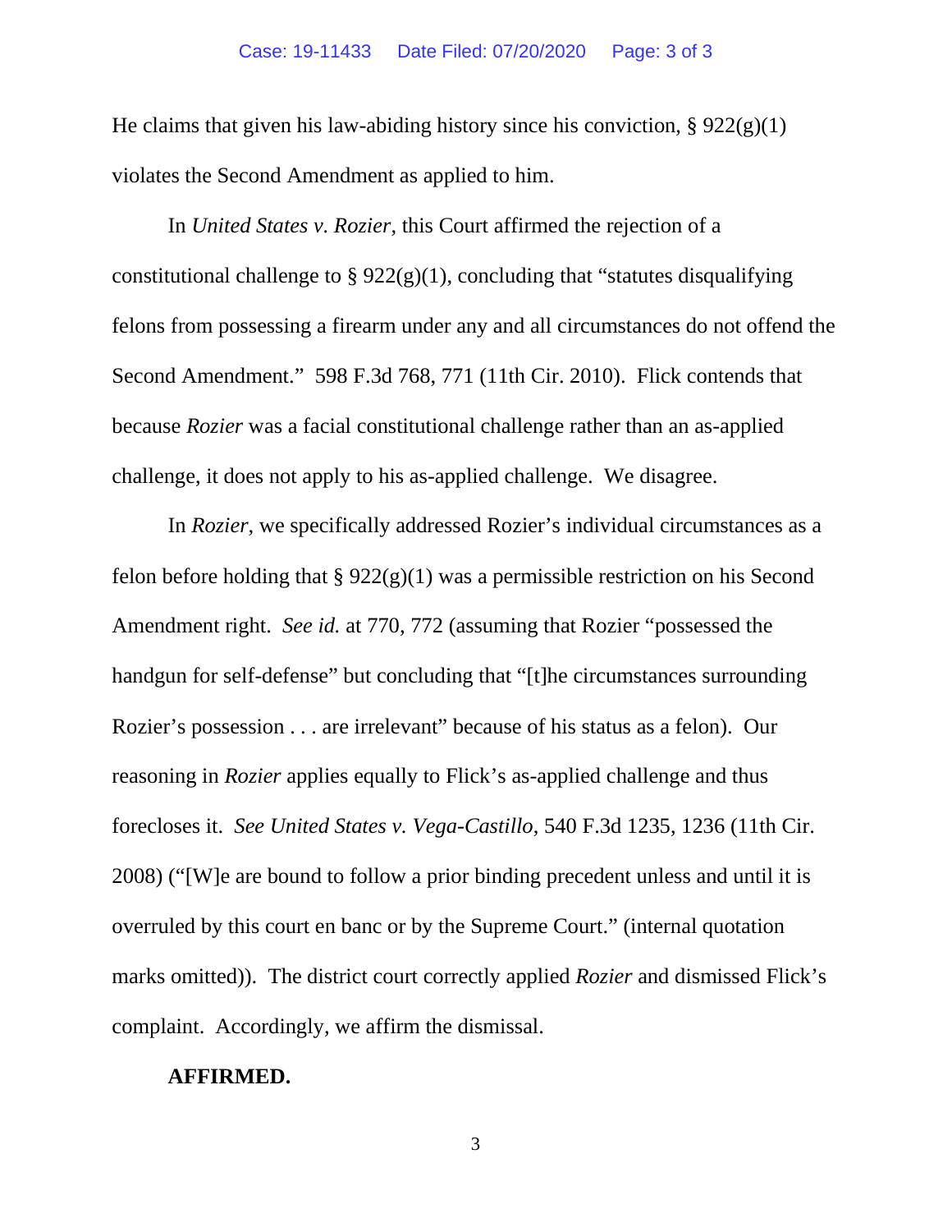He claims that given his law-abiding history since his conviction, § 922(g)(1) violates the Second Amendment as applied to him.

In *United States v. Rozier*, this Court affirmed the rejection of a constitutional challenge to § 922(g)(1), concluding that "statutes disqualifying felons from possessing a firearm under any and all circumstances do not offend the Second Amendment." 598 F.3d 768, 771 (11th Cir. 2010). Flick contends that because *Rozier* was a facial constitutional challenge rather than an as-applied challenge, it does not apply to his as-applied challenge. We disagree.

In *Rozier*, we specifically addressed Rozier's individual circumstances as a felon before holding that § 922(g)(1) was a permissible restriction on his Second Amendment right. *See id.* at 770, 772 (assuming that Rozier "possessed the handgun for self-defense" but concluding that "[t]he circumstances surrounding Rozier's possession . . . are irrelevant" because of his status as a felon). Our reasoning in *Rozier* applies equally to Flick's as-applied challenge and thus forecloses it. *See United States v. Vega-Castillo*, 540 F.3d 1235, 1236 (11th Cir. 2008) ("[W]e are bound to follow a prior binding precedent unless and until it is overruled by this court en banc or by the Supreme Court." (internal quotation marks omitted)). The district court correctly applied *Rozier* and dismissed Flick's complaint. Accordingly, we affirm the dismissal.

**AFFIRMED.**